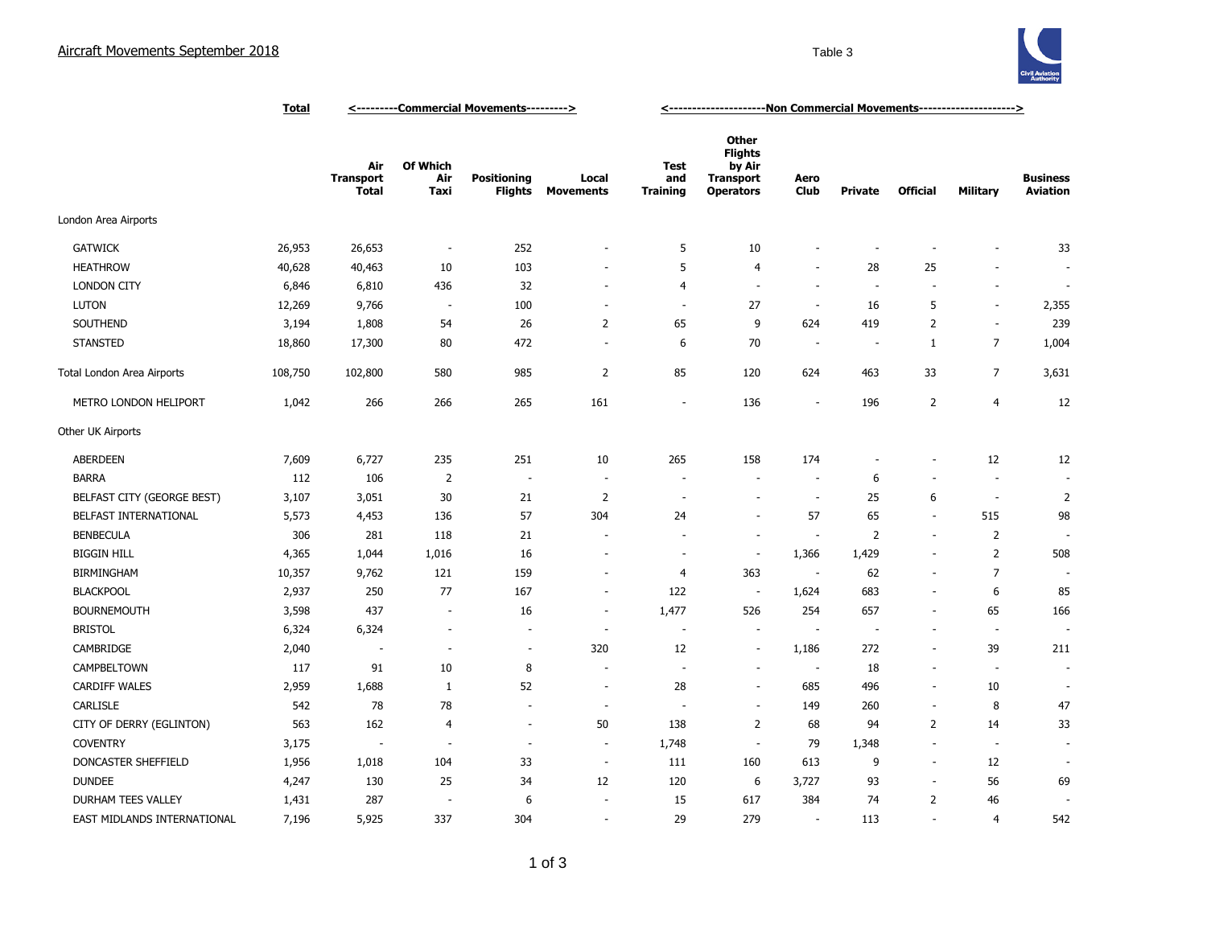# Aircraft Movements September 2018

Table 3

| | Total | <---------Commercial Movements---------> | | | | <--------------------Non Commercial Movements--------------------> | | | | | | |
|---|---|---|---|---|---|---|---|---|---|---|---|---|
| | | Air Transport Total | Of Which Air Taxi | Positioning Flights | Local Movements | Test and Training | Other Flights by Air Transport Operators | Aero Club | Private | Official | Military | Business Aviation |
| London Area Airports | | | | | | | | | | | | |
| GATWICK | 26,953 | 26,653 | - | 252 | - | 5 | 10 | - | - | - | - | 33 |
| HEATHROW | 40,628 | 40,463 | 10 | 103 | - | 5 | 4 | - | 28 | 25 | - | - |
| LONDON CITY | 6,846 | 6,810 | 436 | 32 | - | 4 | - | - | - | - | - | - |
| LUTON | 12,269 | 9,766 | - | 100 | - | - | 27 | - | 16 | 5 | - | 2,355 |
| SOUTHEND | 3,194 | 1,808 | 54 | 26 | 2 | 65 | 9 | 624 | 419 | 2 | - | 239 |
| STANSTED | 18,860 | 17,300 | 80 | 472 | - | 6 | 70 | - | - | 1 | 7 | 1,004 |
| Total London Area Airports | 108,750 | 102,800 | 580 | 985 | 2 | 85 | 120 | 624 | 463 | 33 | 7 | 3,631 |
| METRO LONDON HELIPORT | 1,042 | 266 | 266 | 265 | 161 | - | 136 | - | 196 | 2 | 4 | 12 |
| Other UK Airports | | | | | | | | | | | | |
| ABERDEEN | 7,609 | 6,727 | 235 | 251 | 10 | 265 | 158 | 174 | - | - | 12 | 12 |
| BARRA | 112 | 106 | 2 | - | - | - | - | - | 6 | - | - | - |
| BELFAST CITY (GEORGE BEST) | 3,107 | 3,051 | 30 | 21 | 2 | - | - | - | 25 | 6 | - | 2 |
| BELFAST INTERNATIONAL | 5,573 | 4,453 | 136 | 57 | 304 | 24 | - | 57 | 65 | - | 515 | 98 |
| BENBECULA | 306 | 281 | 118 | 21 | - | - | - | - | 2 | - | 2 | - |
| BIGGIN HILL | 4,365 | 1,044 | 1,016 | 16 | - | - | - | 1,366 | 1,429 | - | 2 | 508 |
| BIRMINGHAM | 10,357 | 9,762 | 121 | 159 | - | 4 | 363 | - | 62 | - | 7 | - |
| BLACKPOOL | 2,937 | 250 | 77 | 167 | - | 122 | - | 1,624 | 683 | - | 6 | 85 |
| BOURNEMOUTH | 3,598 | 437 | - | 16 | - | 1,477 | 526 | 254 | 657 | - | 65 | 166 |
| BRISTOL | 6,324 | 6,324 | - | - | - | - | - | - | - | - | - | - |
| CAMBRIDGE | 2,040 | - | - | - | 320 | 12 | - | 1,186 | 272 | - | 39 | 211 |
| CAMPBELTOWN | 117 | 91 | 10 | 8 | - | - | - | - | 18 | - | - | - |
| CARDIFF WALES | 2,959 | 1,688 | 1 | 52 | - | 28 | - | 685 | 496 | - | 10 | - |
| CARLISLE | 542 | 78 | 78 | - | - | - | - | 149 | 260 | - | 8 | 47 |
| CITY OF DERRY (EGLINTON) | 563 | 162 | 4 | - | 50 | 138 | 2 | 68 | 94 | 2 | 14 | 33 |
| COVENTRY | 3,175 | - | - | - | - | 1,748 | - | 79 | 1,348 | - | - | - |
| DONCASTER SHEFFIELD | 1,956 | 1,018 | 104 | 33 | - | 111 | 160 | 613 | 9 | - | 12 | - |
| DUNDEE | 4,247 | 130 | 25 | 34 | 12 | 120 | 6 | 3,727 | 93 | - | 56 | 69 |
| DURHAM TEES VALLEY | 1,431 | 287 | - | 6 | - | 15 | 617 | 384 | 74 | 2 | 46 | - |
| EAST MIDLANDS INTERNATIONAL | 7,196 | 5,925 | 337 | 304 | - | 29 | 279 | - | 113 | - | 4 | 542 |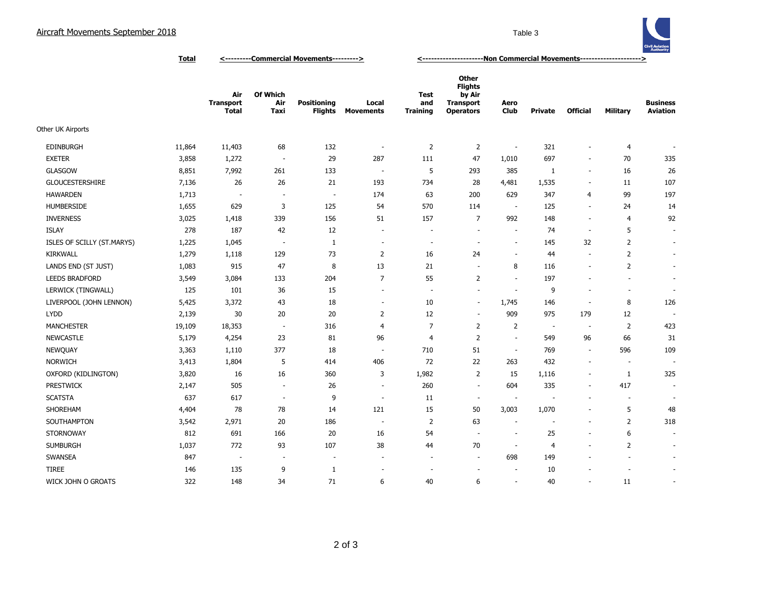## Aircraft Movements September 2018

Table 3

| | Total | <---------Commercial Movements---------> | | | | <---------------------Non Commercial Movements---------------------> | | | | | | |
|---|---|---|---|---|---|---|---|---|---|---|---|---|
| | | Air Transport Total | Of Which Air Taxi | Positioning Flights | Local Movements | Test and Training | Other Flights by Air Transport Operators | Aero Club | Private | Official | Military | Business Aviation |
| Other UK Airports | | | | | | | | | | | | |
| EDINBURGH | 11,864 | 11,403 | 68 | 132 | - | 2 | 2 | - | 321 | - | 4 | - |
| EXETER | 3,858 | 1,272 | - | 29 | 287 | 111 | 47 | 1,010 | 697 | - | 70 | 335 |
| GLASGOW | 8,851 | 7,992 | 261 | 133 | - | 5 | 293 | 385 | 1 | - | 16 | 26 |
| GLOUCESTERSHIRE | 7,136 | 26 | 26 | 21 | 193 | 734 | 28 | 4,481 | 1,535 | - | 11 | 107 |
| HAWARDEN | 1,713 | - | - | - | 174 | 63 | 200 | 629 | 347 | 4 | 99 | 197 |
| HUMBERSIDE | 1,655 | 629 | 3 | 125 | 54 | 570 | 114 | - | 125 | - | 24 | 14 |
| INVERNESS | 3,025 | 1,418 | 339 | 156 | 51 | 157 | 7 | 992 | 148 | - | 4 | 92 |
| ISLAY | 278 | 187 | 42 | 12 | - | - | - | - | 74 | - | 5 | - |
| ISLES OF SCILLY (ST.MARYS) | 1,225 | 1,045 | - | 1 | - | - | - | - | 145 | 32 | 2 | - |
| KIRKWALL | 1,279 | 1,118 | 129 | 73 | 2 | 16 | 24 | - | 44 | - | 2 | - |
| LANDS END (ST JUST) | 1,083 | 915 | 47 | 8 | 13 | 21 | - | 8 | 116 | - | 2 | - |
| LEEDS BRADFORD | 3,549 | 3,084 | 133 | 204 | 7 | 55 | 2 | - | 197 | - | - | - |
| LERWICK (TINGWALL) | 125 | 101 | 36 | 15 | - | - | - | - | 9 | - | - | - |
| LIVERPOOL (JOHN LENNON) | 5,425 | 3,372 | 43 | 18 | - | 10 | - | 1,745 | 146 | - | 8 | 126 |
| LYDD | 2,139 | 30 | 20 | 20 | 2 | 12 | - | 909 | 975 | 179 | 12 | - |
| MANCHESTER | 19,109 | 18,353 | - | 316 | 4 | 7 | 2 | 2 | - | - | 2 | 423 |
| NEWCASTLE | 5,179 | 4,254 | 23 | 81 | 96 | 4 | 2 | - | 549 | 96 | 66 | 31 |
| NEWQUAY | 3,363 | 1,110 | 377 | 18 | - | 710 | 51 | - | 769 | - | 596 | 109 |
| NORWICH | 3,413 | 1,804 | 5 | 414 | 406 | 72 | 22 | 263 | 432 | - | - | - |
| OXFORD (KIDLINGTON) | 3,820 | 16 | 16 | 360 | 3 | 1,982 | 2 | 15 | 1,116 | - | 1 | 325 |
| PRESTWICK | 2,147 | 505 | - | 26 | - | 260 | - | 604 | 335 | - | 417 | - |
| SCATSTA | 637 | 617 | - | 9 | - | 11 | - | - | - | - | - | - |
| SHOREHAM | 4,404 | 78 | 78 | 14 | 121 | 15 | 50 | 3,003 | 1,070 | - | 5 | 48 |
| SOUTHAMPTON | 3,542 | 2,971 | 20 | 186 | - | 2 | 63 | - | - | - | 2 | 318 |
| STORNOWAY | 812 | 691 | 166 | 20 | 16 | 54 | - | - | 25 | - | 6 | - |
| SUMBURGH | 1,037 | 772 | 93 | 107 | 38 | 44 | 70 | - | 4 | - | 2 | - |
| SWANSEA | 847 | - | - | - | - | - | - | 698 | 149 | - | - | - |
| TIREE | 146 | 135 | 9 | 1 | - | - | - | - | 10 | - | - | - |
| WICK JOHN O GROATS | 322 | 148 | 34 | 71 | 6 | 40 | 6 | - | 40 | - | 11 | - |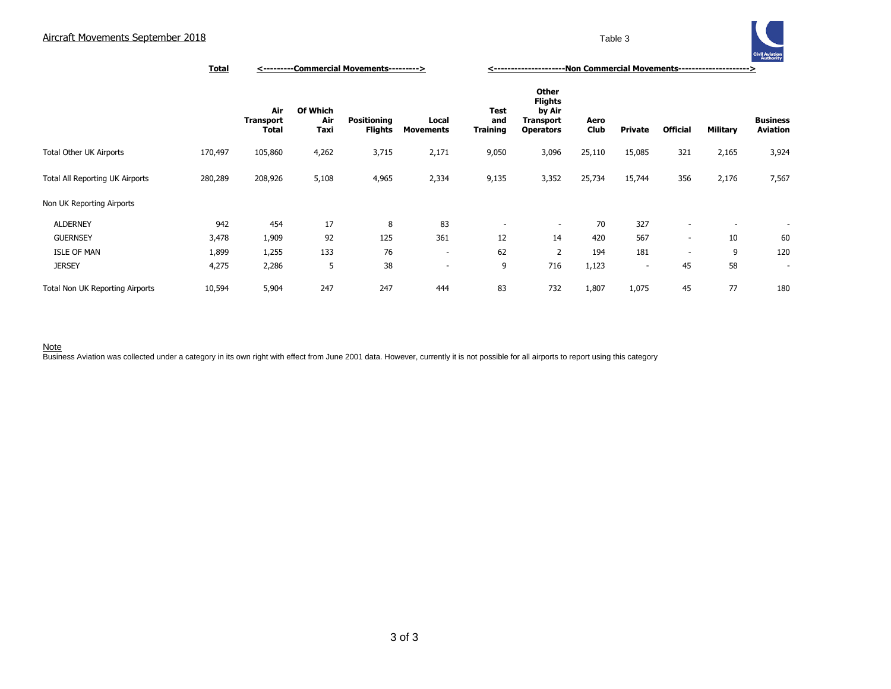## Aircraft Movements September 2018

Table 3

| | Total | <---------Commercial Movements---------> | | | | <---------------------Non Commercial Movements---------------------> | | | | | | |
|---|---|---|---|---|---|---|---|---|---|---|---|---|
| | | **Air Transport Total** | **Of Which Air Taxi** | **Positioning Flights** | **Local Movements** | **Test and Training** | **Other Flights by Air Transport Operators** | **Aero Club** | **Private** | **Official** | **Military** | **Business Aviation** |
| Total Other UK Airports | 170,497 | 105,860 | 4,262 | 3,715 | 2,171 | 9,050 | 3,096 | 25,110 | 15,085 | 321 | 2,165 | 3,924 |
| Total All Reporting UK Airports | 280,289 | 208,926 | 5,108 | 4,965 | 2,334 | 9,135 | 3,352 | 25,734 | 15,744 | 356 | 2,176 | 7,567 |
| Non UK Reporting Airports | | | | | | | | | | | | |
| ALDERNEY | 942 | 454 | 17 | 8 | 83 | - | - | 70 | 327 | - | - | - |
| GUERNSEY | 3,478 | 1,909 | 92 | 125 | 361 | 12 | 14 | 420 | 567 | - | 10 | 60 |
| ISLE OF MAN | 1,899 | 1,255 | 133 | 76 | - | 62 | 2 | 194 | 181 | - | 9 | 120 |
| JERSEY | 4,275 | 2,286 | 5 | 38 | - | 9 | 716 | 1,123 | - | 45 | 58 | - |
| Total Non UK Reporting Airports | 10,594 | 5,904 | 247 | 247 | 444 | 83 | 732 | 1,807 | 1,075 | 45 | 77 | 180 |

Note

Business Aviation was collected under a category in its own right with effect from June 2001 data. However, currently it is not possible for all airports to report using this category